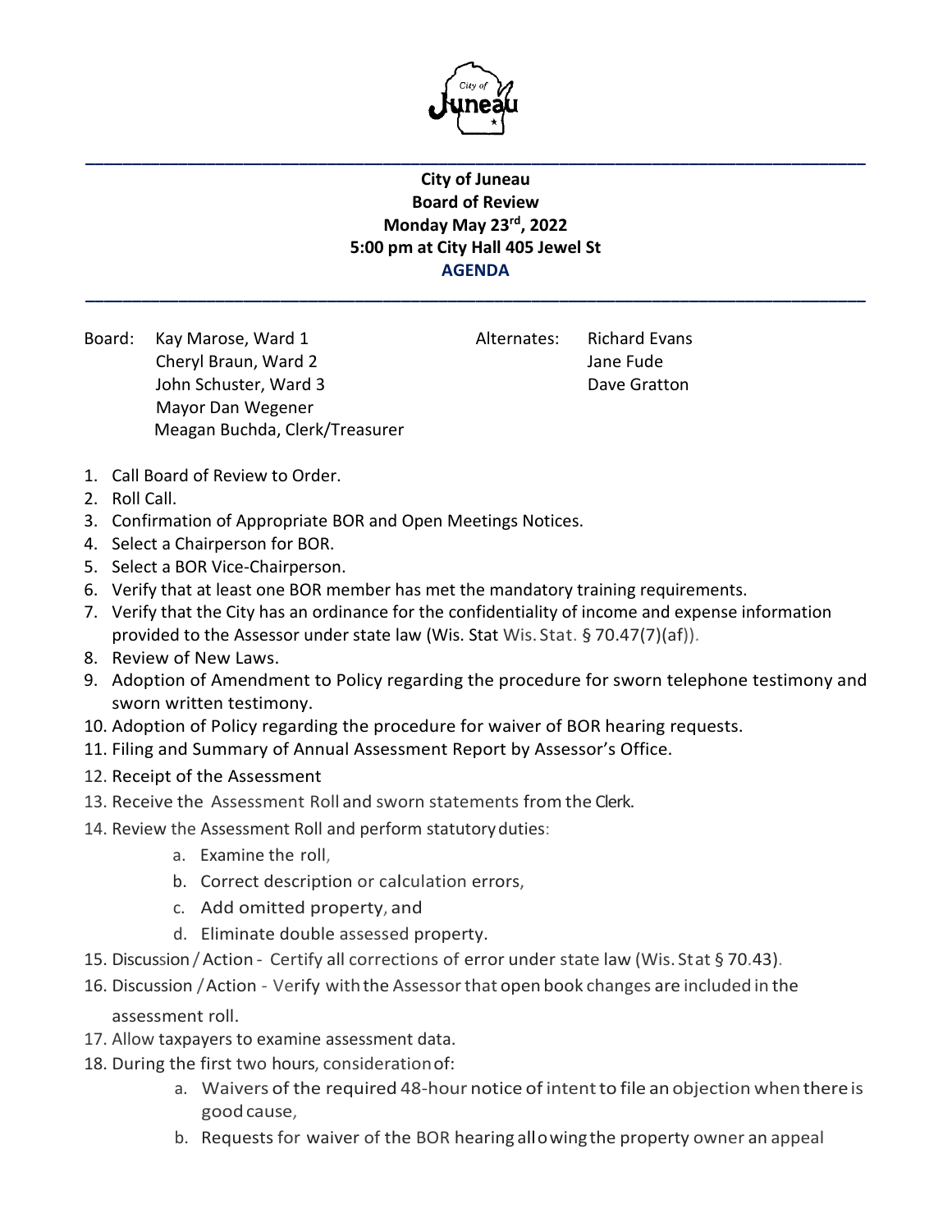**City of Juneau**
**Board of Review**
**Monday May 23rd, 2022**
**5:00 pm at City Hall 405 Jewel St**
**AGENDA**

---

Board: Kay Marose, Ward 1
Cheryl Braun, Ward 2
John Schuster, Ward 3
Mayor Dan Wegener
Meagan Buchda, Clerk/Treasurer

Alternates: Richard Evans
Jane Fude
Dave Gratton

1. Call Board of Review to Order.
2. Roll Call.
3. Confirmation of Appropriate BOR and Open Meetings Notices.
4. Select a Chairperson for BOR.
5. Select a BOR Vice-Chairperson.
6. Verify that at least one BOR member has met the mandatory training requirements.
7. Verify that the City has an ordinance for the confidentiality of income and expense information provided to the Assessor under state law (Wis. Stat Wis. Stat. § 70.47(7)(af)).
8. Review of New Laws.
9. Adoption of Amendment to Policy regarding the procedure for sworn telephone testimony and sworn written testimony.
10. Adoption of Policy regarding the procedure for waiver of BOR hearing requests.
11. Filing and Summary of Annual Assessment Report by Assessor's Office.
12. Receipt of the Assessment
13. Receive the Assessment Roll and sworn statements from the Clerk.
14. Review the Assessment Roll and perform statutory duties:
    a. Examine the roll,
    b. Correct description or calculation errors,
    c. Add omitted property, and
    d. Eliminate double assessed property.
15. Discussion / Action - Certify all corrections of error under state law (Wis. Stat § 70.43).
16. Discussion / Action - Verify with the Assessor that open book changes are included in the assessment roll.
17. Allow taxpayers to examine assessment data.
18. During the first two hours, consideration of:
    a. Waivers of the required 48-hour notice of intent to file an objection when there is good cause,
    b. Requests for waiver of the BOR hearing allowing the property owner an appeal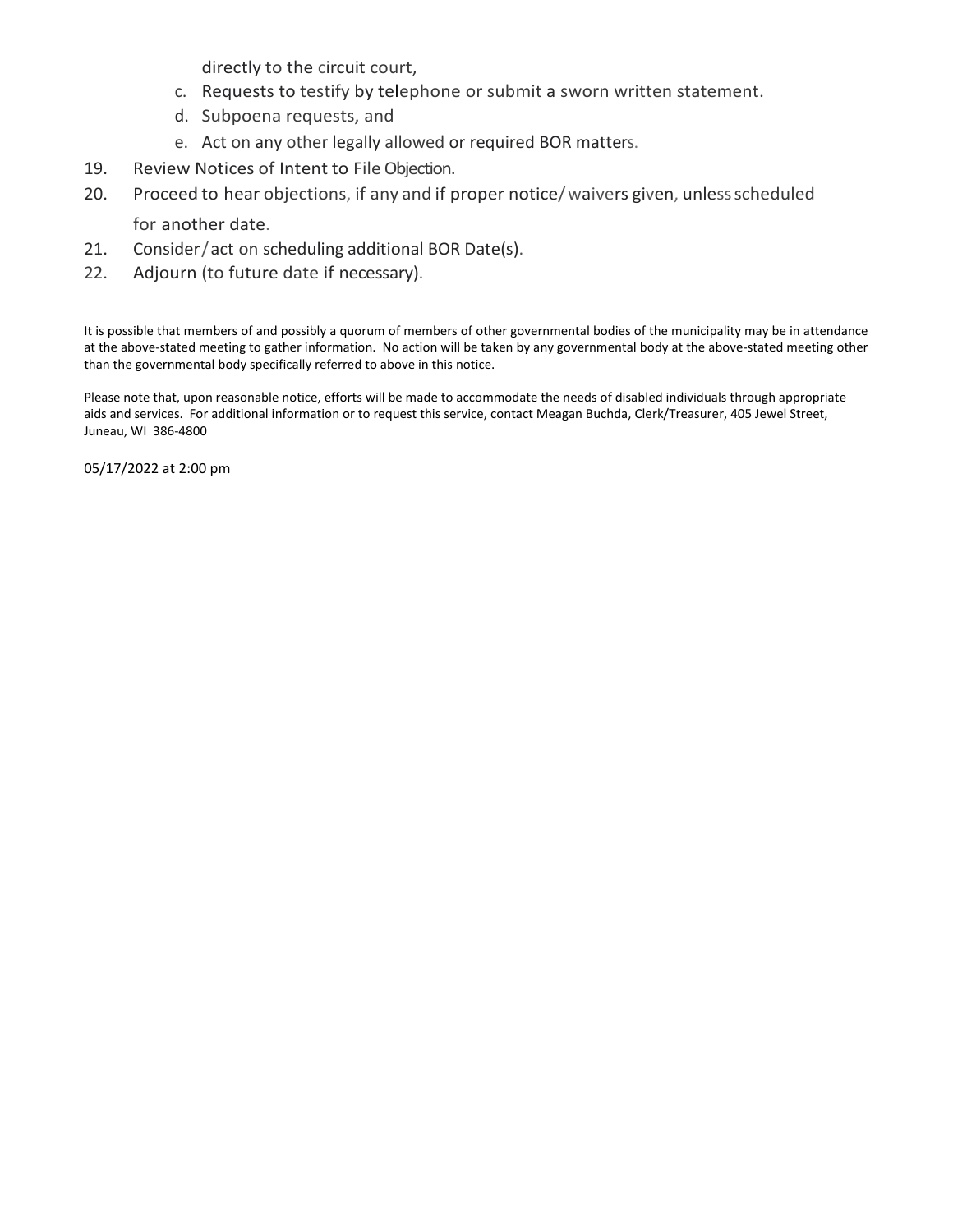directly to the circuit court,

   c. Requests to testify by telephone or submit a sworn written statement.
   d. Subpoena requests, and
   e. Act on any other legally allowed or required BOR matters.

19. Review Notices of Intent to File Objection.
20. Proceed to hear objections, if any and if proper notice/waivers given, unless scheduled for another date.
21. Consider/act on scheduling additional BOR Date(s).
22. Adjourn (to future date if necessary).

It is possible that members of and possibly a quorum of members of other governmental bodies of the municipality may be in attendance at the above-stated meeting to gather information. No action will be taken by any governmental body at the above-stated meeting other than the governmental body specifically referred to above in this notice.

Please note that, upon reasonable notice, efforts will be made to accommodate the needs of disabled individuals through appropriate aids and services. For additional information or to request this service, contact Meagan Buchda, Clerk/Treasurer, 405 Jewel Street, Juneau, WI 386-4800

05/17/2022 at 2:00 pm